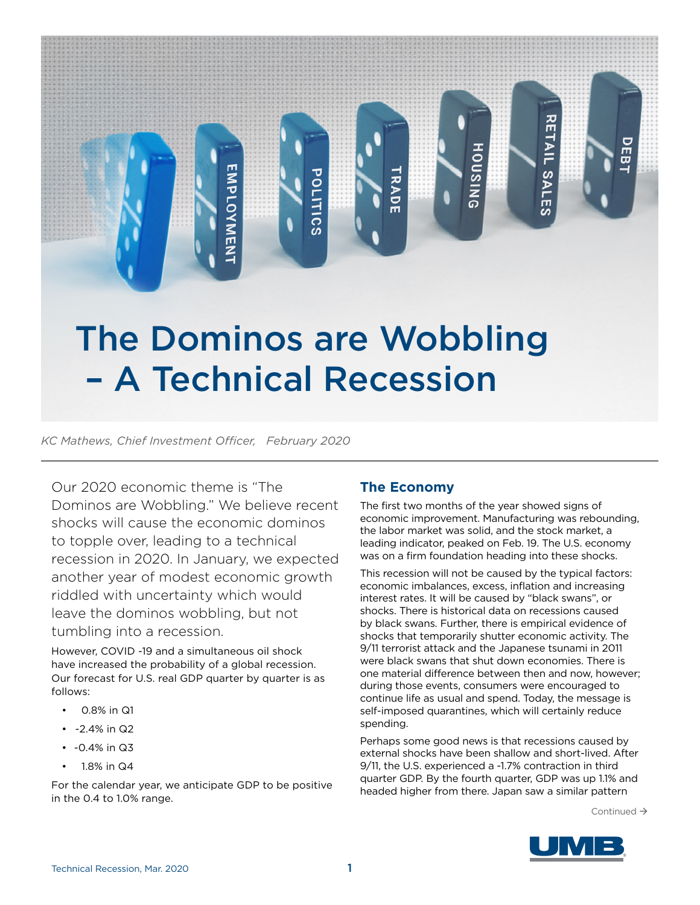# The Dominos are Wobbling – A Technical Recession

*KC Mathews, Chief Investment Officer, February 2020*

Our 2020 economic theme is "The Dominos are Wobbling." We believe recent shocks will cause the economic dominos to topple over, leading to a technical recession in 2020. In January, we expected another year of modest economic growth riddled with uncertainty which would leave the dominos wobbling, but not tumbling into a recession.

However, COVID -19 and a simultaneous oil shock have increased the probability of a global recession. Our forecast for U.S. real GDP quarter by quarter is as follows:

- 0.8% in Q1
- -2.4% in Q2
- -0.4% in Q3
- 1.8% in Q4

For the calendar year, we anticipate GDP to be positive in the 0.4 to 1.0% range.

## The Economy

The first two months of the year showed signs of economic improvement. Manufacturing was rebounding, the labor market was solid, and the stock market, a leading indicator, peaked on Feb. 19. The U.S. economy was on a firm foundation heading into these shocks.

This recession will not be caused by the typical factors: economic imbalances, excess, inflation and increasing interest rates. It will be caused by "black swans", or shocks. There is historical data on recessions caused by black swans. Further, there is empirical evidence of shocks that temporarily shutter economic activity. The 9/11 terrorist attack and the Japanese tsunami in 2011 were black swans that shut down economies. There is one material difference between then and now, however; during those events, consumers were encouraged to continue life as usual and spend. Today, the message is self-imposed quarantines, which will certainly reduce spending.

Perhaps some good news is that recessions caused by external shocks have been shallow and short-lived. After 9/11, the U.S. experienced a -1.7% contraction in third quarter GDP. By the fourth quarter, GDP was up 1.1% and headed higher from there. Japan saw a similar pattern

Continued →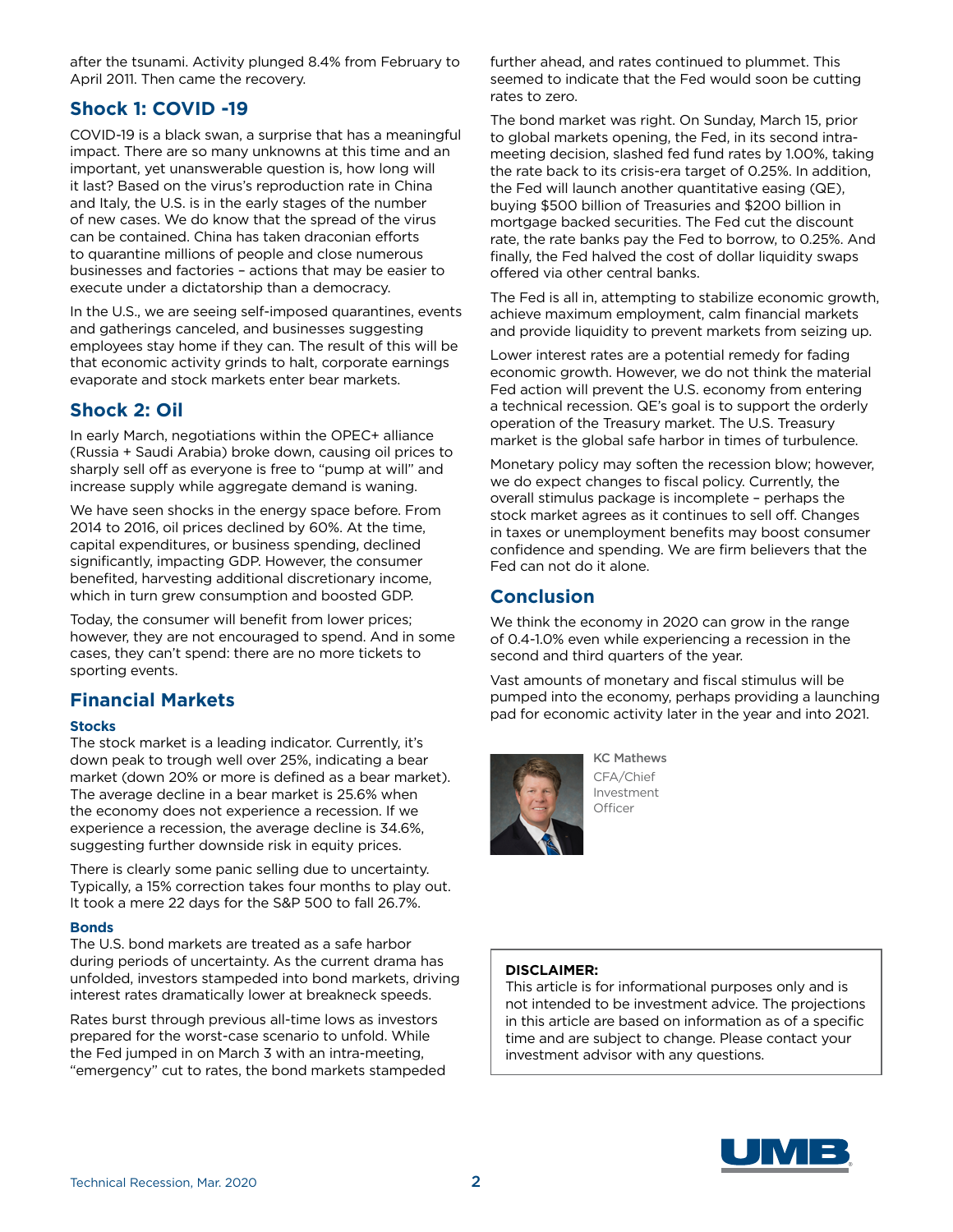after the tsunami. Activity plunged 8.4% from February to April 2011. Then came the recovery.

## Shock 1: COVID -19

COVID-19 is a black swan, a surprise that has a meaningful impact. There are so many unknowns at this time and an important, yet unanswerable question is, how long will it last? Based on the virus's reproduction rate in China and Italy, the U.S. is in the early stages of the number of new cases. We do know that the spread of the virus can be contained. China has taken draconian efforts to quarantine millions of people and close numerous businesses and factories – actions that may be easier to execute under a dictatorship than a democracy.

In the U.S., we are seeing self-imposed quarantines, events and gatherings canceled, and businesses suggesting employees stay home if they can. The result of this will be that economic activity grinds to halt, corporate earnings evaporate and stock markets enter bear markets.

## Shock 2: Oil

In early March, negotiations within the OPEC+ alliance (Russia + Saudi Arabia) broke down, causing oil prices to sharply sell off as everyone is free to "pump at will" and increase supply while aggregate demand is waning.

We have seen shocks in the energy space before. From 2014 to 2016, oil prices declined by 60%. At the time, capital expenditures, or business spending, declined significantly, impacting GDP. However, the consumer benefited, harvesting additional discretionary income, which in turn grew consumption and boosted GDP.

Today, the consumer will benefit from lower prices; however, they are not encouraged to spend. And in some cases, they can't spend: there are no more tickets to sporting events.

## Financial Markets

### Stocks

The stock market is a leading indicator. Currently, it's down peak to trough well over 25%, indicating a bear market (down 20% or more is defined as a bear market). The average decline in a bear market is 25.6% when the economy does not experience a recession. If we experience a recession, the average decline is 34.6%, suggesting further downside risk in equity prices.

There is clearly some panic selling due to uncertainty. Typically, a 15% correction takes four months to play out. It took a mere 22 days for the S&P 500 to fall 26.7%.

### Bonds

The U.S. bond markets are treated as a safe harbor during periods of uncertainty. As the current drama has unfolded, investors stampeded into bond markets, driving interest rates dramatically lower at breakneck speeds.

Rates burst through previous all-time lows as investors prepared for the worst-case scenario to unfold. While the Fed jumped in on March 3 with an intra-meeting, "emergency" cut to rates, the bond markets stampeded further ahead, and rates continued to plummet. This seemed to indicate that the Fed would soon be cutting rates to zero.

The bond market was right. On Sunday, March 15, prior to global markets opening, the Fed, in its second intra-meeting decision, slashed fed fund rates by 1.00%, taking the rate back to its crisis-era target of 0.25%. In addition, the Fed will launch another quantitative easing (QE), buying $500 billion of Treasuries and $200 billion in mortgage backed securities. The Fed cut the discount rate, the rate banks pay the Fed to borrow, to 0.25%. And finally, the Fed halved the cost of dollar liquidity swaps offered via other central banks.

The Fed is all in, attempting to stabilize economic growth, achieve maximum employment, calm financial markets and provide liquidity to prevent markets from seizing up.

Lower interest rates are a potential remedy for fading economic growth. However, we do not think the material Fed action will prevent the U.S. economy from entering a technical recession. QE's goal is to support the orderly operation of the Treasury market. The U.S. Treasury market is the global safe harbor in times of turbulence.

Monetary policy may soften the recession blow; however, we do expect changes to fiscal policy. Currently, the overall stimulus package is incomplete – perhaps the stock market agrees as it continues to sell off. Changes in taxes or unemployment benefits may boost consumer confidence and spending. We are firm believers that the Fed can not do it alone.

## Conclusion

We think the economy in 2020 can grow in the range of 0.4-1.0% even while experiencing a recession in the second and third quarters of the year.

Vast amounts of monetary and fiscal stimulus will be pumped into the economy, perhaps providing a launching pad for economic activity later in the year and into 2021.

KC Mathews
CFA/Chief Investment Officer

**DISCLAIMER:**
This article is for informational purposes only and is not intended to be investment advice. The projections in this article are based on information as of a specific time and are subject to change. Please contact your investment advisor with any questions.